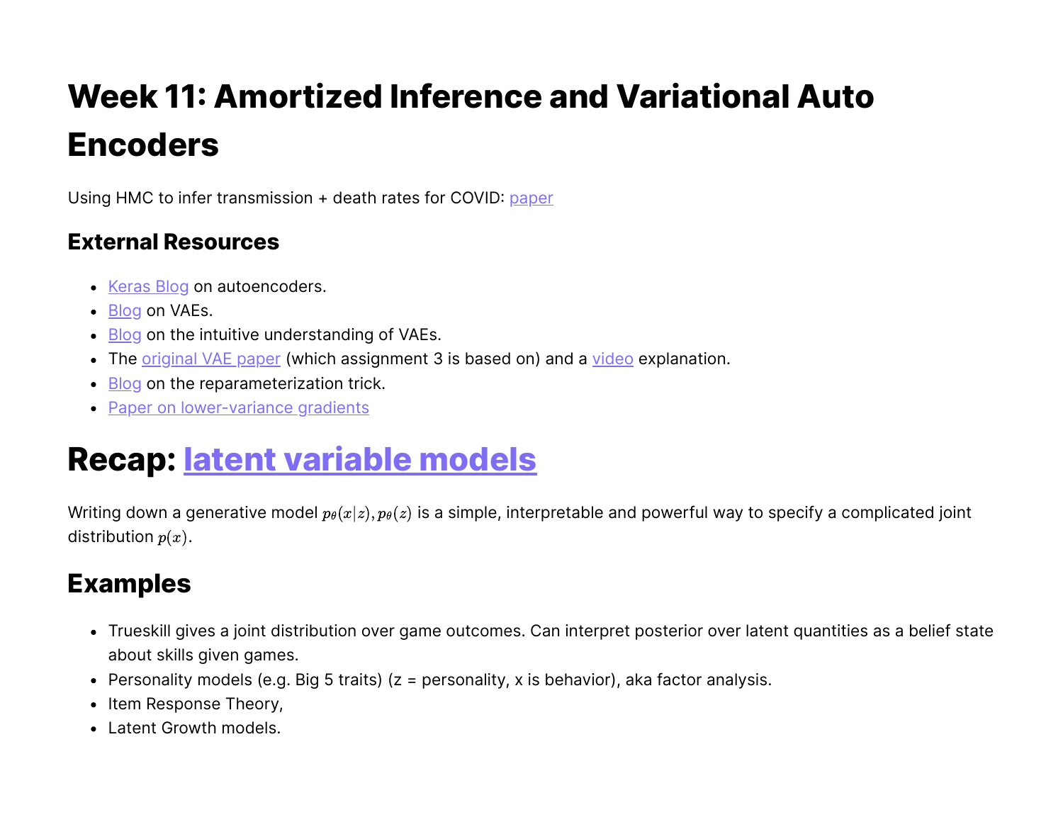# Week 11: Amortized Inference and Variational Auto Encoders

Using HMC to infer transmission + death rates for COVID: paper

## External Resources

- Keras Blog on autoencoders.
- Blog on VAEs.
- Blog on the intuitive understanding of VAEs.
- The original VAE paper (which assignment 3 is based on) and a video explanation.
- Blog on the reparameterization trick.
- Paper on lower-variance gradients

# Recap: latent variable models

Writing down a generative model $p_\theta(x|z), p_\theta(z)$ is a simple, interpretable and powerful way to specify a complicated joint distribution $p(x)$.

## Examples

- Trueskill gives a joint distribution over game outcomes. Can interpret posterior over latent quantities as a belief state about skills given games.
- Personality models (e.g. Big 5 traits) (z = personality, x is behavior), aka factor analysis.
- Item Response Theory,
- Latent Growth models.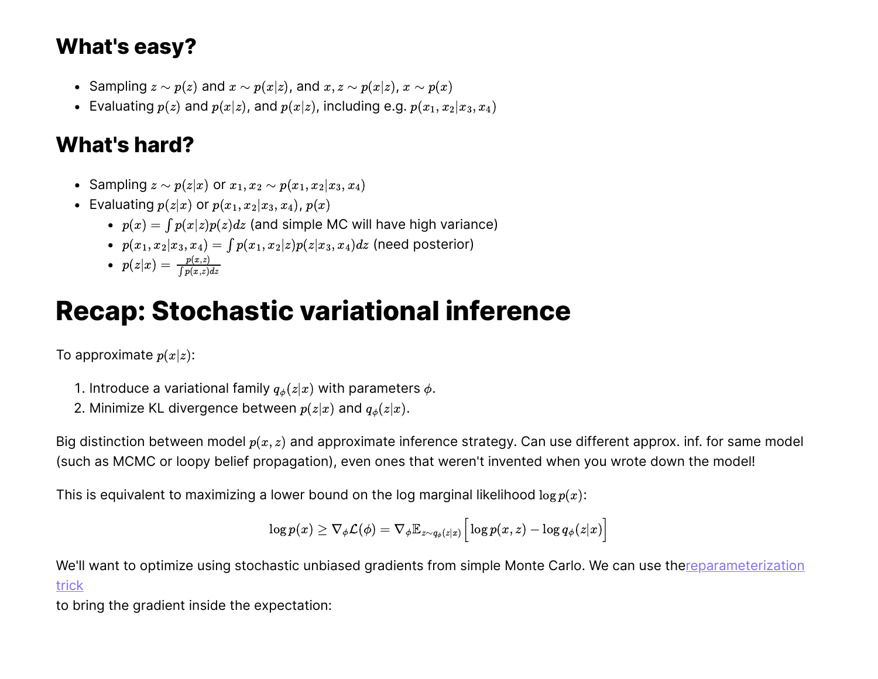## What's easy?

- Sampling $z \sim p(z)$ and $x \sim p(x|z)$, and $x, z \sim p(x|z)$, $x \sim p(x)$
- Evaluating $p(z)$ and $p(x|z)$, and $p(x|z)$, including e.g. $p(x_1, x_2|x_3, x_4)$

## What's hard?

- Sampling $z \sim p(z|x)$ or $x_1, x_2 \sim p(x_1, x_2|x_3, x_4)$
- Evaluating $p(z|x)$ or $p(x_1, x_2|x_3, x_4)$, $p(x)$
  - $p(x) = \int p(x|z)p(z)dz$ (and simple MC will have high variance)
  - $p(x_1, x_2|x_3, x_4) = \int p(x_1, x_2|z)p(z|x_3, x_4)dz$ (need posterior)
  - $p(z|x) = \frac{p(x,z)}{\int p(x,z)dz}$

# Recap: Stochastic variational inference

To approximate $p(x|z)$:

1. Introduce a variational family $q_\phi(z|x)$ with parameters $\phi$.
2. Minimize KL divergence between $p(z|x)$ and $q_\phi(z|x)$.

Big distinction between model $p(x, z)$ and approximate inference strategy. Can use different approx. inf. for same model (such as MCMC or loopy belief propagation), even ones that weren't invented when you wrote down the model!

This is equivalent to maximizing a lower bound on the log marginal likelihood $\log p(x)$:

$$\log p(x) \geq \nabla_\phi \mathcal{L}(\phi) = \nabla_\phi \mathbb{E}_{z \sim q_\phi(z|x)} \Big[ \log p(x, z) - \log q_\phi(z|x) \Big]$$

We'll want to optimize using stochastic unbiased gradients from simple Monte Carlo. We can use thereparameterization trick
to bring the gradient inside the expectation: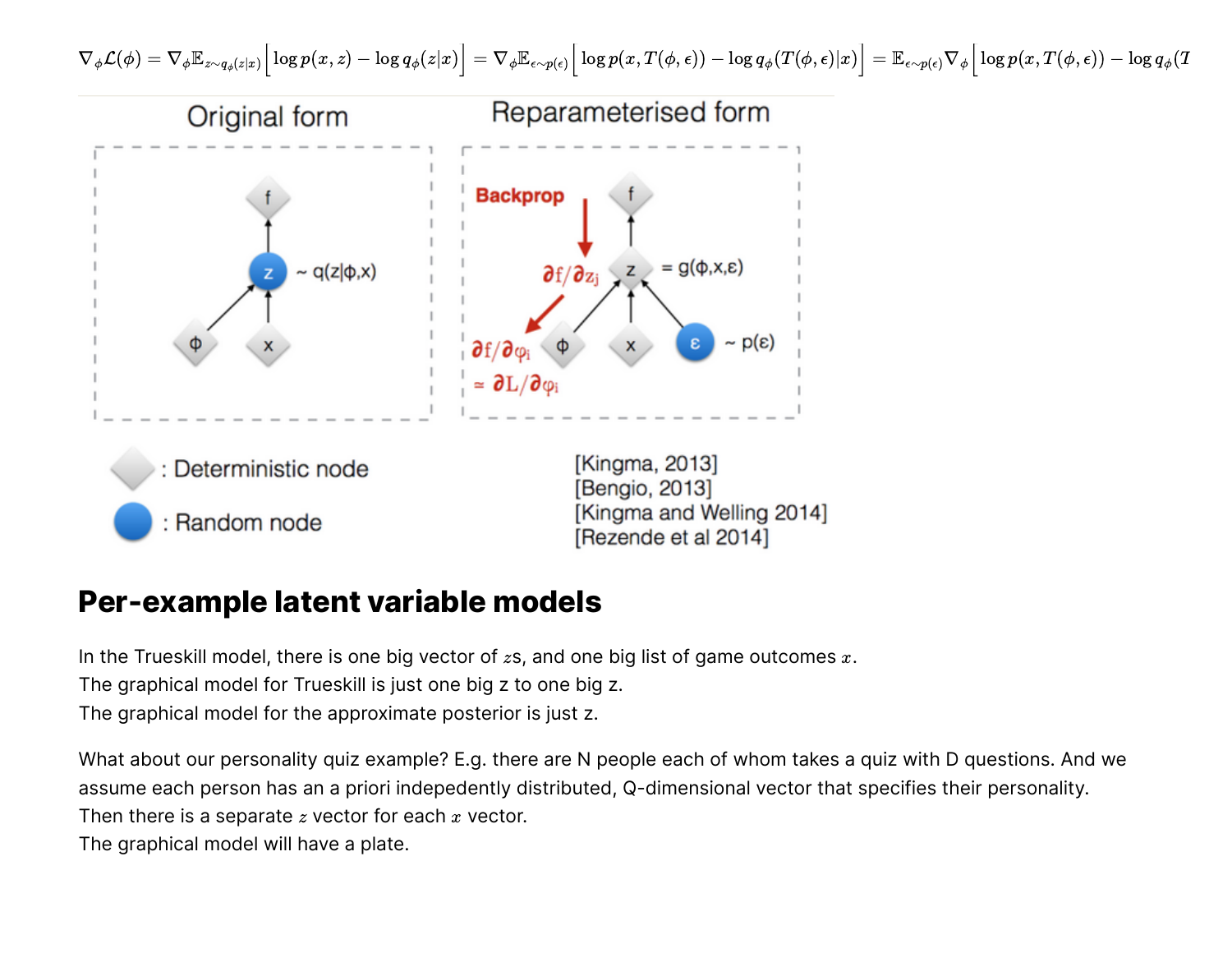$$\nabla_\phi \mathcal{L}(\phi) = \nabla_\phi \mathbb{E}_{z \sim q_\phi(z|x)} \Big[ \log p(x,z) - \log q_\phi(z|x) \Big] = \nabla_\phi \mathbb{E}_{\epsilon \sim p(\epsilon)} \Big[ \log p(x, T(\phi,\epsilon)) - \log q_\phi(T(\phi,\epsilon)|x) \Big] = \mathbb{E}_{\epsilon \sim p(\epsilon)} \nabla_\phi \Big[ \log p(x, T(\phi,\epsilon)) - \log q_\phi(T$$

Original form

Reparameterised form

Backprop

$\sim q(z|\phi,x)$

$= g(\phi,x,\varepsilon)$

$\sim p(\varepsilon)$

$\partial f / \partial z_j$

$\partial f / \partial \varphi_i$

$\simeq \partial L / \partial \varphi_i$

: Deterministic node

: Random node

[Kingma, 2013]
[Bengio, 2013]
[Kingma and Welling 2014]
[Rezende et al 2014]

## Per-example latent variable models

In the Trueskill model, there is one big vector of $z$s, and one big list of game outcomes $x$.
The graphical model for Trueskill is just one big z to one big z.
The graphical model for the approximate posterior is just z.

What about our personality quiz example? E.g. there are N people each of whom takes a quiz with D questions. And we assume each person has an a priori indepedently distributed, Q-dimensional vector that specifies their personality.
Then there is a separate $z$ vector for each $x$ vector.
The graphical model will have a plate.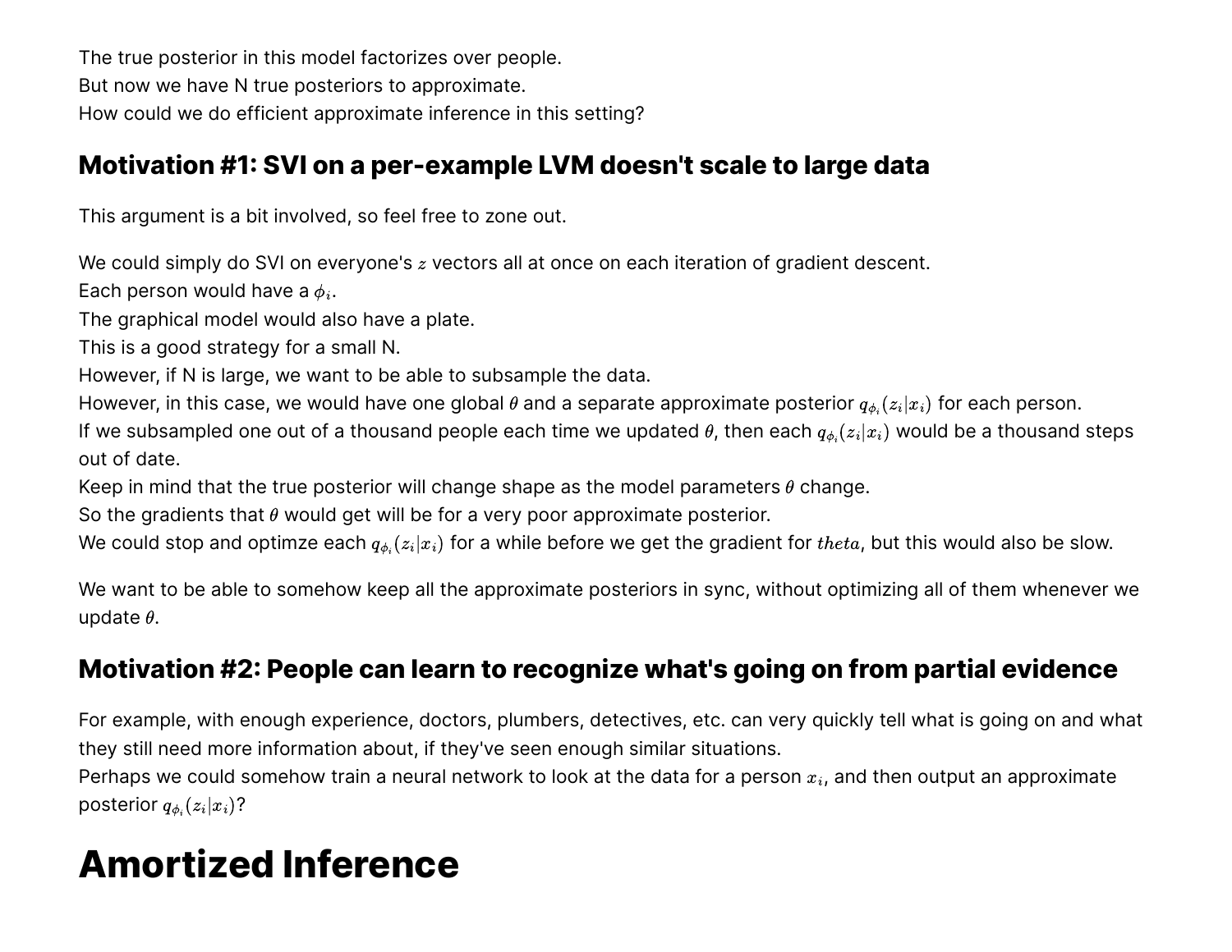The true posterior in this model factorizes over people.
But now we have N true posteriors to approximate.
How could we do efficient approximate inference in this setting?

## Motivation #1: SVI on a per-example LVM doesn't scale to large data

This argument is a bit involved, so feel free to zone out.

We could simply do SVI on everyone's $z$ vectors all at once on each iteration of gradient descent.
Each person would have a $\phi_i$.
The graphical model would also have a plate.
This is a good strategy for a small N.
However, if N is large, we want to be able to subsample the data.
However, in this case, we would have one global $\theta$ and a separate approximate posterior $q_{\phi_i}(z_i|x_i)$ for each person.
If we subsampled one out of a thousand people each time we updated $\theta$, then each $q_{\phi_i}(z_i|x_i)$ would be a thousand steps out of date.
Keep in mind that the true posterior will change shape as the model parameters $\theta$ change.
So the gradients that $\theta$ would get will be for a very poor approximate posterior.
We could stop and optimze each $q_{\phi_i}(z_i|x_i)$ for a while before we get the gradient for $theta$, but this would also be slow.

We want to be able to somehow keep all the approximate posteriors in sync, without optimizing all of them whenever we update $\theta$.

## Motivation #2: People can learn to recognize what's going on from partial evidence

For example, with enough experience, doctors, plumbers, detectives, etc. can very quickly tell what is going on and what they still need more information about, if they've seen enough similar situations.
Perhaps we could somehow train a neural network to look at the data for a person $x_i$, and then output an approximate posterior $q_{\phi_i}(z_i|x_i)$?

# Amortized Inference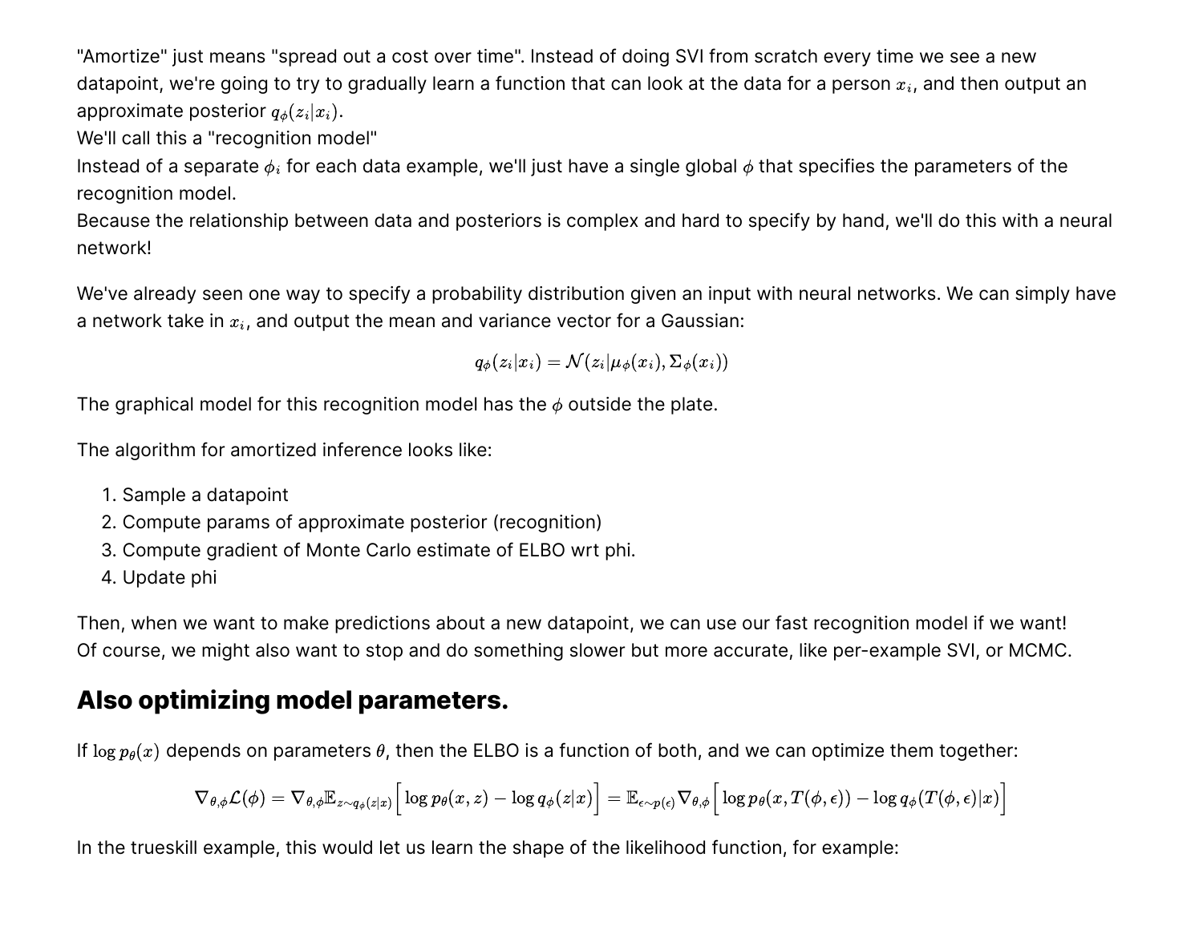"Amortize" just means "spread out a cost over time". Instead of doing SVI from scratch every time we see a new datapoint, we're going to try to gradually learn a function that can look at the data for a person $x_i$, and then output an approximate posterior $q_\phi(z_i|x_i)$.
We'll call this a "recognition model"
Instead of a separate $\phi_i$ for each data example, we'll just have a single global $\phi$ that specifies the parameters of the recognition model.
Because the relationship between data and posteriors is complex and hard to specify by hand, we'll do this with a neural network!

We've already seen one way to specify a probability distribution given an input with neural networks. We can simply have a network take in $x_i$, and output the mean and variance vector for a Gaussian:

$$q_\phi(z_i|x_i) = \mathcal{N}(z_i|\mu_\phi(x_i), \Sigma_\phi(x_i))$$

The graphical model for this recognition model has the $\phi$ outside the plate.

The algorithm for amortized inference looks like:

1. Sample a datapoint
2. Compute params of approximate posterior (recognition)
3. Compute gradient of Monte Carlo estimate of ELBO wrt phi.
4. Update phi

Then, when we want to make predictions about a new datapoint, we can use our fast recognition model if we want!
Of course, we might also want to stop and do something slower but more accurate, like per-example SVI, or MCMC.

## Also optimizing model parameters.

If $\log p_\theta(x)$ depends on parameters $\theta$, then the ELBO is a function of both, and we can optimize them together:

$$\nabla_{\theta,\phi}\mathcal{L}(\phi) = \nabla_{\theta,\phi}\mathbb{E}_{z\sim q_\phi(z|x)}\Big[\log p_\theta(x,z) - \log q_\phi(z|x)\Big] = \mathbb{E}_{\epsilon\sim p(\epsilon)}\nabla_{\theta,\phi}\Big[\log p_\theta(x, T(\phi,\epsilon)) - \log q_\phi(T(\phi,\epsilon)|x)\Big]$$

In the trueskill example, this would let us learn the shape of the likelihood function, for example: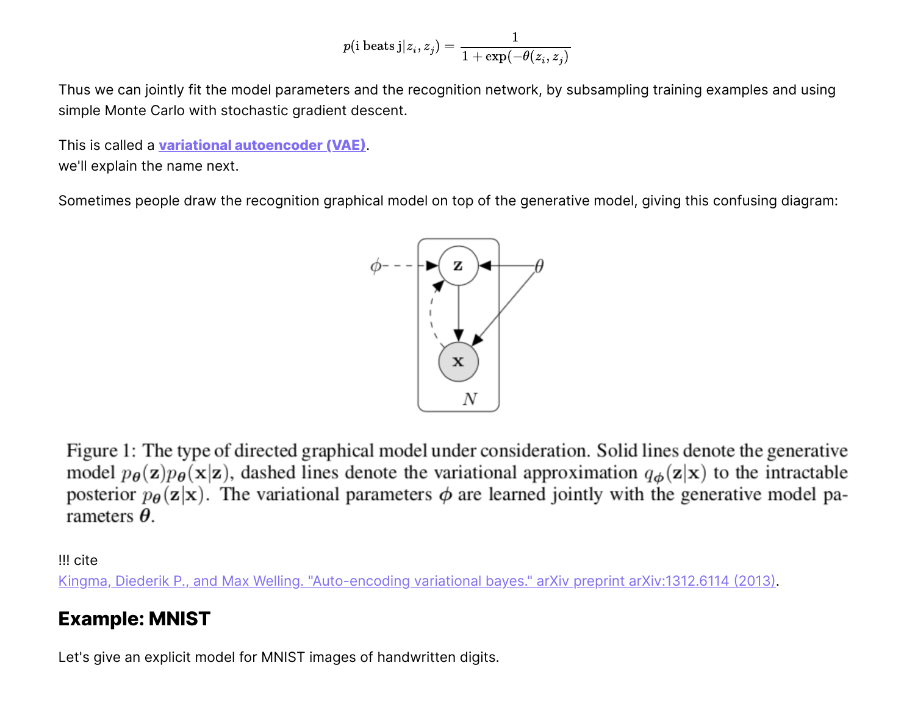$$p(\text{i beats j}|z_i, z_j) = \frac{1}{1 + \exp(-\theta(z_i, z_j))}$$

Thus we can jointly fit the model parameters and the recognition network, by subsampling training examples and using simple Monte Carlo with stochastic gradient descent.

This is called a **variational autoencoder (VAE)**.
we'll explain the name next.

Sometimes people draw the recognition graphical model on top of the generative model, giving this confusing diagram:

Figure 1: The type of directed graphical model under consideration. Solid lines denote the generative model $p_\theta(\mathbf{z})p_\theta(\mathbf{x}|\mathbf{z})$, dashed lines denote the variational approximation $q_\phi(\mathbf{z}|\mathbf{x})$ to the intractable posterior $p_\theta(\mathbf{z}|\mathbf{x})$. The variational parameters $\phi$ are learned jointly with the generative model parameters $\boldsymbol{\theta}$.

!!! cite
Kingma, Diederik P., and Max Welling. "Auto-encoding variational bayes." arXiv preprint arXiv:1312.6114 (2013).

## Example: MNIST

Let's give an explicit model for MNIST images of handwritten digits.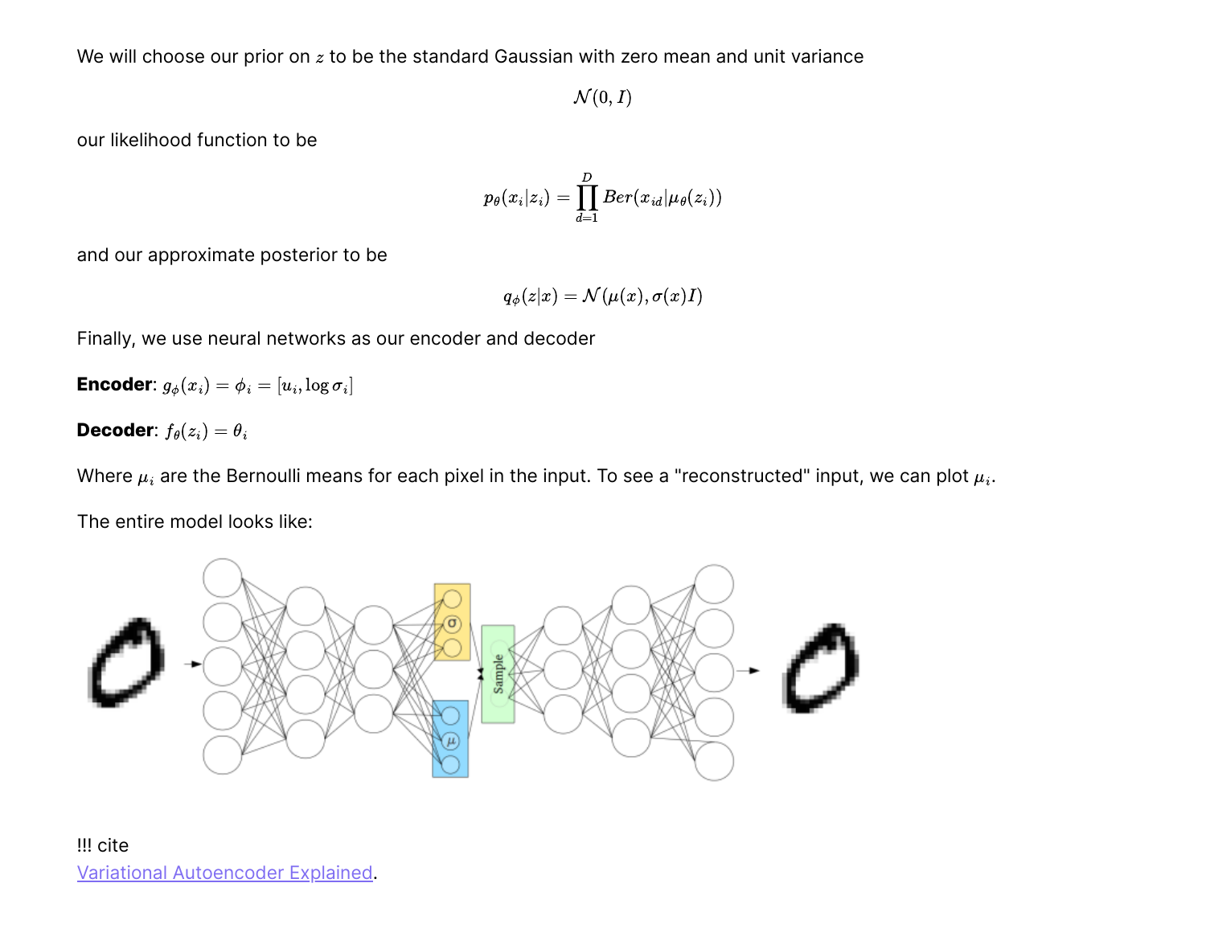We will choose our prior on $z$ to be the standard Gaussian with zero mean and unit variance

$$\mathcal{N}(0, I)$$

our likelihood function to be

$$p_\theta(x_i|z_i) = \prod_{d=1}^{D} Ber(x_{id}|\mu_\theta(z_i))$$

and our approximate posterior to be

$$q_\phi(z|x) = \mathcal{N}(\mu(x), \sigma(x)I)$$

Finally, we use neural networks as our encoder and decoder

**Encoder**: $g_\phi(x_i) = \phi_i = [u_i, \log \sigma_i]$

**Decoder**: $f_\theta(z_i) = \theta_i$

Where $\mu_i$ are the Bernoulli means for each pixel in the input. To see a "reconstructed" input, we can plot $\mu_i$.

The entire model looks like:

!!! cite
[Variational Autoencoder Explained](Variational Autoencoder Explained).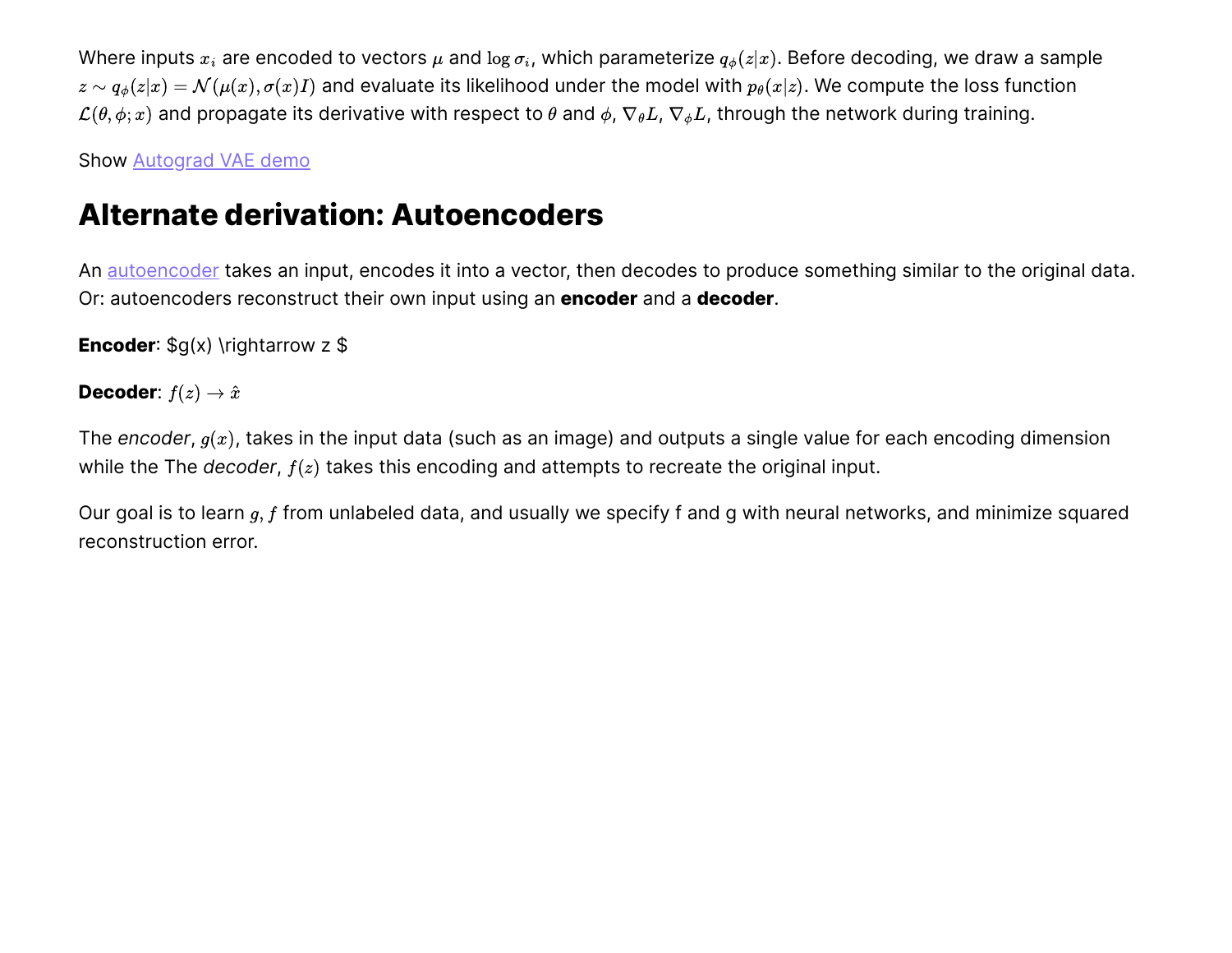Where inputs $x_i$ are encoded to vectors $\mu$ and $\log \sigma_i$, which parameterize $q_\phi(z|x)$. Before decoding, we draw a sample $z \sim q_\phi(z|x) = \mathcal{N}(\mu(x), \sigma(x)I)$ and evaluate its likelihood under the model with $p_\theta(x|z)$. We compute the loss function $\mathcal{L}(\theta, \phi; x)$ and propagate its derivative with respect to $\theta$ and $\phi$, $\nabla_\theta L$, $\nabla_\phi L$, through the network during training.

Show Autograd VAE demo

## Alternate derivation: Autoencoders

An autoencoder takes an input, encodes it into a vector, then decodes to produce something similar to the original data. Or: autoencoders reconstruct their own input using an **encoder** and a **decoder**.

**Encoder**: $g(x) \rightarrow z $

**Decoder**: $f(z) \rightarrow \hat{x}$

The *encoder*, $g(x)$, takes in the input data (such as an image) and outputs a single value for each encoding dimension while the The *decoder*, $f(z)$ takes this encoding and attempts to recreate the original input.

Our goal is to learn $g, f$ from unlabeled data, and usually we specify f and g with neural networks, and minimize squared reconstruction error.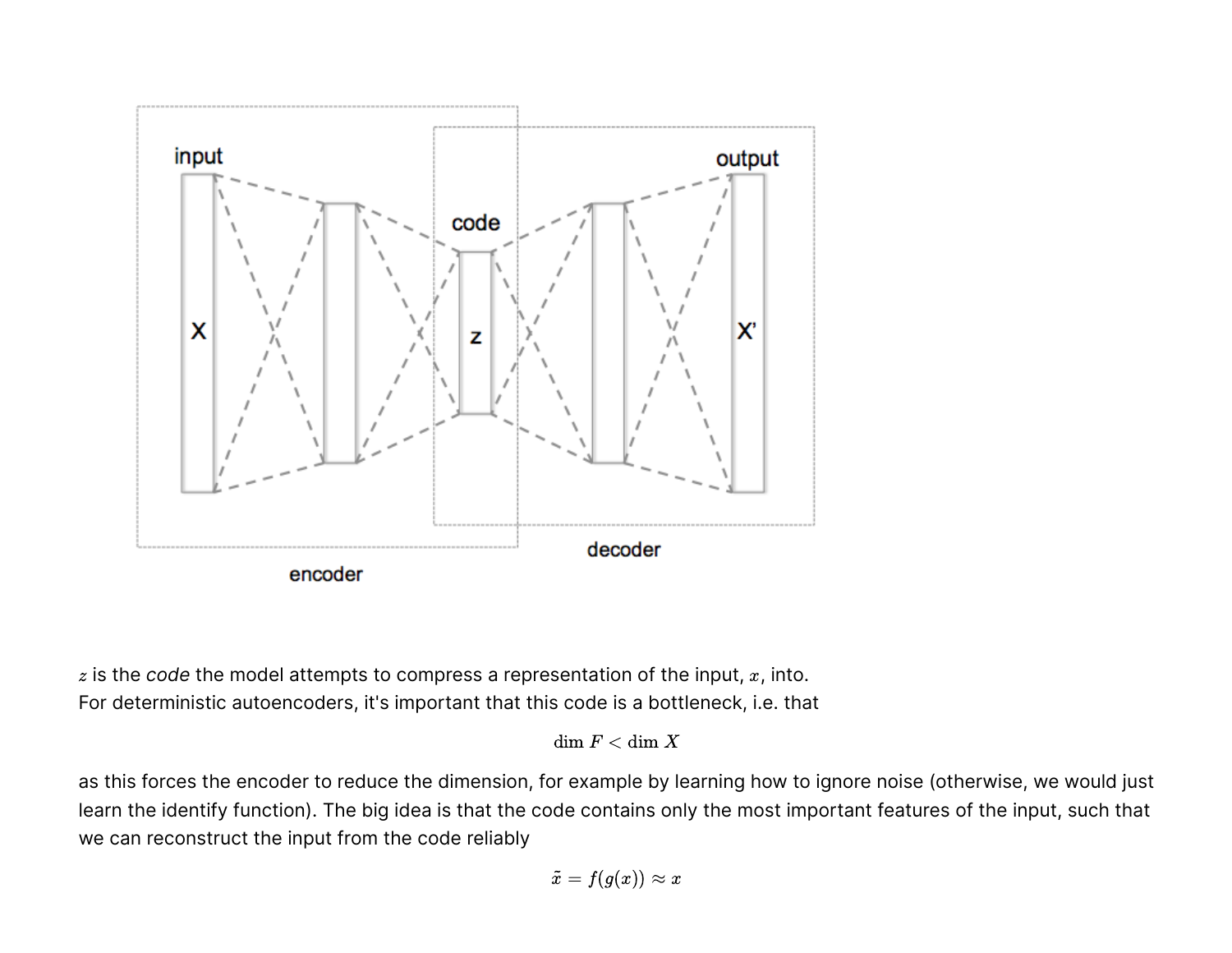$z$ is the *code* the model attempts to compress a representation of the input, $x$, into. For deterministic autoencoders, it's important that this code is a bottleneck, i.e. that

$$\dim F < \dim X$$

as this forces the encoder to reduce the dimension, for example by learning how to ignore noise (otherwise, we would just learn the identify function). The big idea is that the code contains only the most important features of the input, such that we can reconstruct the input from the code reliably

$$\tilde{x} = f(g(x)) \approx x$$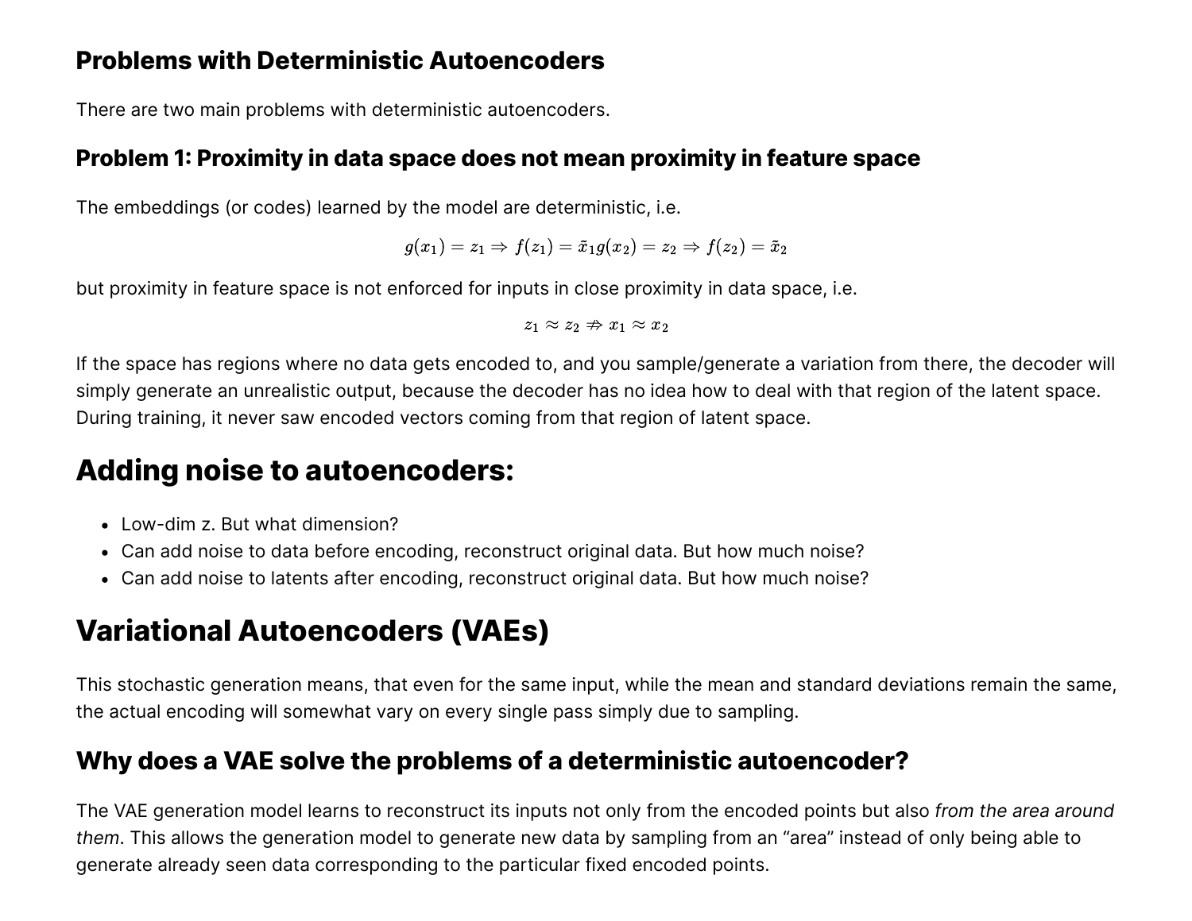### Problems with Deterministic Autoencoders

There are two main problems with deterministic autoencoders.

#### Problem 1: Proximity in data space does not mean proximity in feature space

The embeddings (or codes) learned by the model are deterministic, i.e.

$$g(x_1) = z_1 \Rightarrow f(z_1) = \tilde{x}_1 g(x_2) = z_2 \Rightarrow f(z_2) = \tilde{x}_2$$

but proximity in feature space is not enforced for inputs in close proximity in data space, i.e.

$$z_1 \approx z_2 \not\Rightarrow x_1 \approx x_2$$

If the space has regions where no data gets encoded to, and you sample/generate a variation from there, the decoder will simply generate an unrealistic output, because the decoder has no idea how to deal with that region of the latent space. During training, it never saw encoded vectors coming from that region of latent space.

## Adding noise to autoencoders:

- Low-dim z. But what dimension?
- Can add noise to data before encoding, reconstruct original data. But how much noise?
- Can add noise to latents after encoding, reconstruct original data. But how much noise?

## Variational Autoencoders (VAEs)

This stochastic generation means, that even for the same input, while the mean and standard deviations remain the same, the actual encoding will somewhat vary on every single pass simply due to sampling.

### Why does a VAE solve the problems of a deterministic autoencoder?

The VAE generation model learns to reconstruct its inputs not only from the encoded points but also *from the area around them*. This allows the generation model to generate new data by sampling from an "area" instead of only being able to generate already seen data corresponding to the particular fixed encoded points.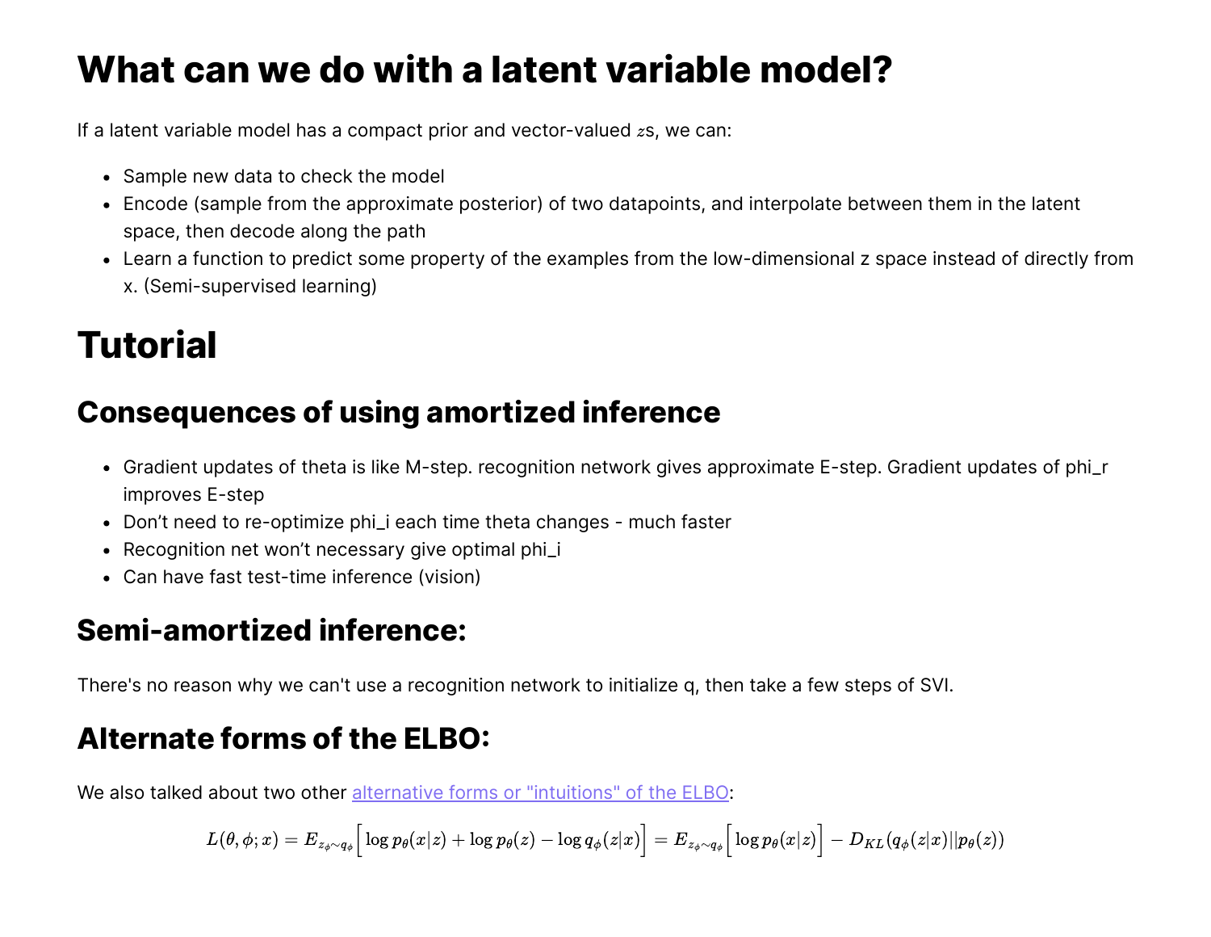# What can we do with a latent variable model?

If a latent variable model has a compact prior and vector-valued $z$s, we can:

- Sample new data to check the model
- Encode (sample from the approximate posterior) of two datapoints, and interpolate between them in the latent space, then decode along the path
- Learn a function to predict some property of the examples from the low-dimensional z space instead of directly from x. (Semi-supervised learning)

# Tutorial

## Consequences of using amortized inference

- Gradient updates of theta is like M-step. recognition network gives approximate E-step. Gradient updates of phi_r improves E-step
- Don't need to re-optimize phi_i each time theta changes - much faster
- Recognition net won't necessary give optimal phi_i
- Can have fast test-time inference (vision)

## Semi-amortized inference:

There's no reason why we can't use a recognition network to initialize q, then take a few steps of SVI.

## Alternate forms of the ELBO:

We also talked about two other alternative forms or "intuitions" of the ELBO:

$$L(\theta, \phi; x) = E_{z_\phi \sim q_\phi}\Big[\log p_\theta(x|z) + \log p_\theta(z) - \log q_\phi(z|x)\Big] = E_{z_\phi \sim q_\phi}\Big[\log p_\theta(x|z)\Big] - D_{KL}(q_\phi(z|x)||p_\theta(z))$$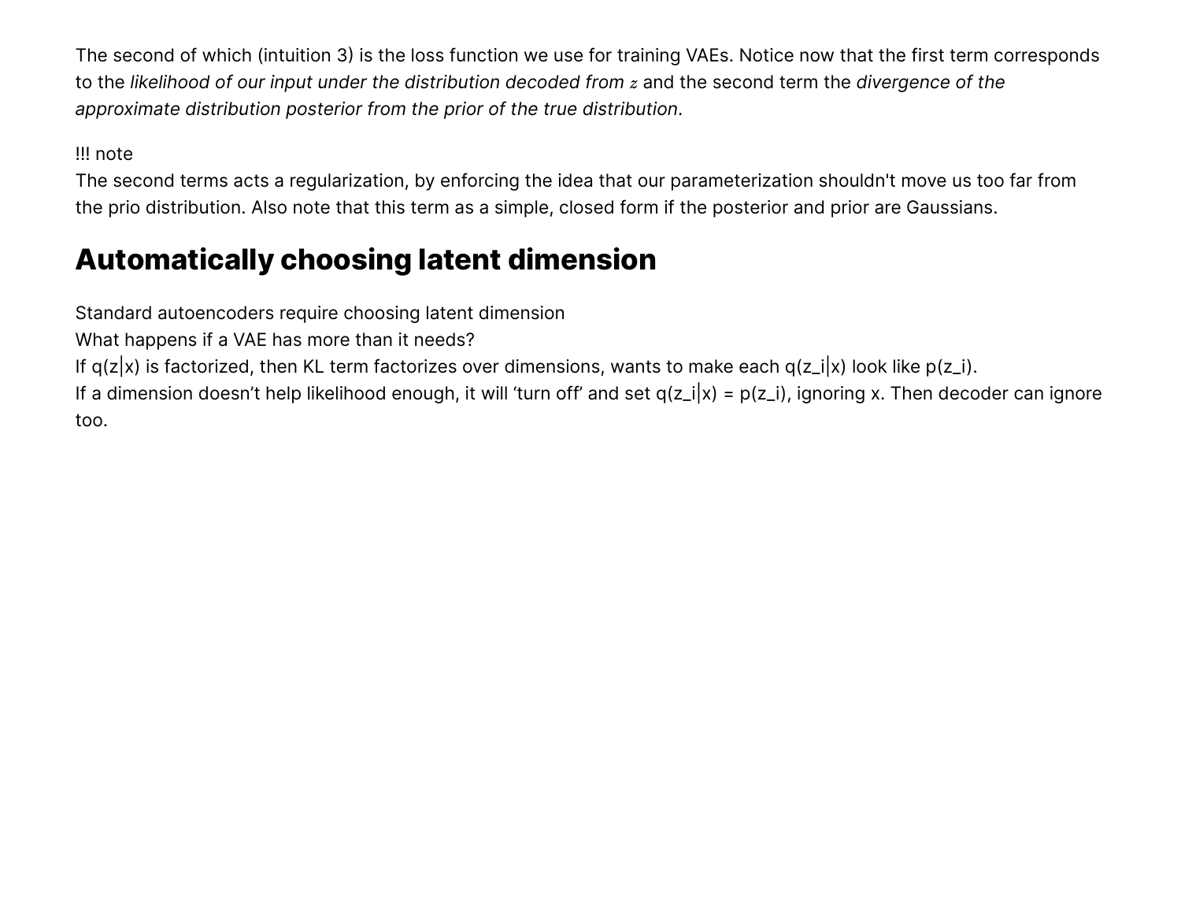The second of which (intuition 3) is the loss function we use for training VAEs. Notice now that the first term corresponds to the *likelihood of our input under the distribution decoded from $z$* and the second term the *divergence of the approximate distribution posterior from the prior of the true distribution*.

!!! note
The second terms acts a regularization, by enforcing the idea that our parameterization shouldn't move us too far from the prio distribution. Also note that this term as a simple, closed form if the posterior and prior are Gaussians.

## Automatically choosing latent dimension

Standard autoencoders require choosing latent dimension
What happens if a VAE has more than it needs?
If $q(z|x)$ is factorized, then KL term factorizes over dimensions, wants to make each $q(z_i|x)$ look like $p(z_i)$.
If a dimension doesn't help likelihood enough, it will 'turn off' and set $q(z_i|x) = p(z_i)$, ignoring x. Then decoder can ignore too.